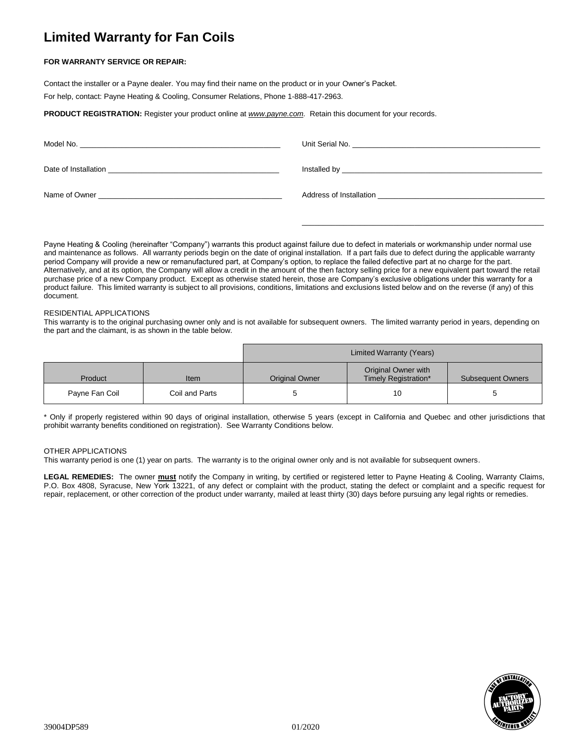# Limited Warranty for Fan Coils

**FOR WARRANTY SERVICE OR REPAIR:**

Contact the installer or a Payne dealer. You may find their name on the product or in your Owner's Packet.

For help, contact: Payne Heating & Cooling, Consumer Relations, Phone 1-888-417-2963.

**PRODUCT REGISTRATION:** Register your product online at *www.payne.com*. Retain this document for your records.

Model No. ______________________________________________ Unit Serial No. ______________________________________________

Date of Installation ______________________________________ Installed by ______________________________________________

Name of Owner __________________________________________ Address of Installation ______________________________________

______________________________________________________

Payne Heating & Cooling (hereinafter "Company") warrants this product against failure due to defect in materials or workmanship under normal use and maintenance as follows. All warranty periods begin on the date of original installation. If a part fails due to defect during the applicable warranty period Company will provide a new or remanufactured part, at Company's option, to replace the failed defective part at no charge for the part. Alternatively, and at its option, the Company will allow a credit in the amount of the then factory selling price for a new equivalent part toward the retail purchase price of a new Company product. Except as otherwise stated herein, those are Company's exclusive obligations under this warranty for a product failure. This limited warranty is subject to all provisions, conditions, limitations and exclusions listed below and on the reverse (if any) of this document.

RESIDENTIAL APPLICATIONS

This warranty is to the original purchasing owner only and is not available for subsequent owners. The limited warranty period in years, depending on the part and the claimant, is as shown in the table below.

| | | Limited Warranty (Years) | | |
|---|---|---|---|---|
| Product | Item | Original Owner | Original Owner with Timely Registration* | Subsequent Owners |
| Payne Fan Coil | Coil and Parts | 5 | 10 | 5 |

\* Only if properly registered within 90 days of original installation, otherwise 5 years (except in California and Quebec and other jurisdictions that prohibit warranty benefits conditioned on registration). See Warranty Conditions below.

OTHER APPLICATIONS

This warranty period is one (1) year on parts. The warranty is to the original owner only and is not available for subsequent owners.

**LEGAL REMEDIES:** The owner **must** notify the Company in writing, by certified or registered letter to Payne Heating & Cooling, Warranty Claims, P.O. Box 4808, Syracuse, New York 13221, of any defect or complaint with the product, stating the defect or complaint and a specific request for repair, replacement, or other correction of the product under warranty, mailed at least thirty (30) days before pursuing any legal rights or remedies.

39004DP589 01/2020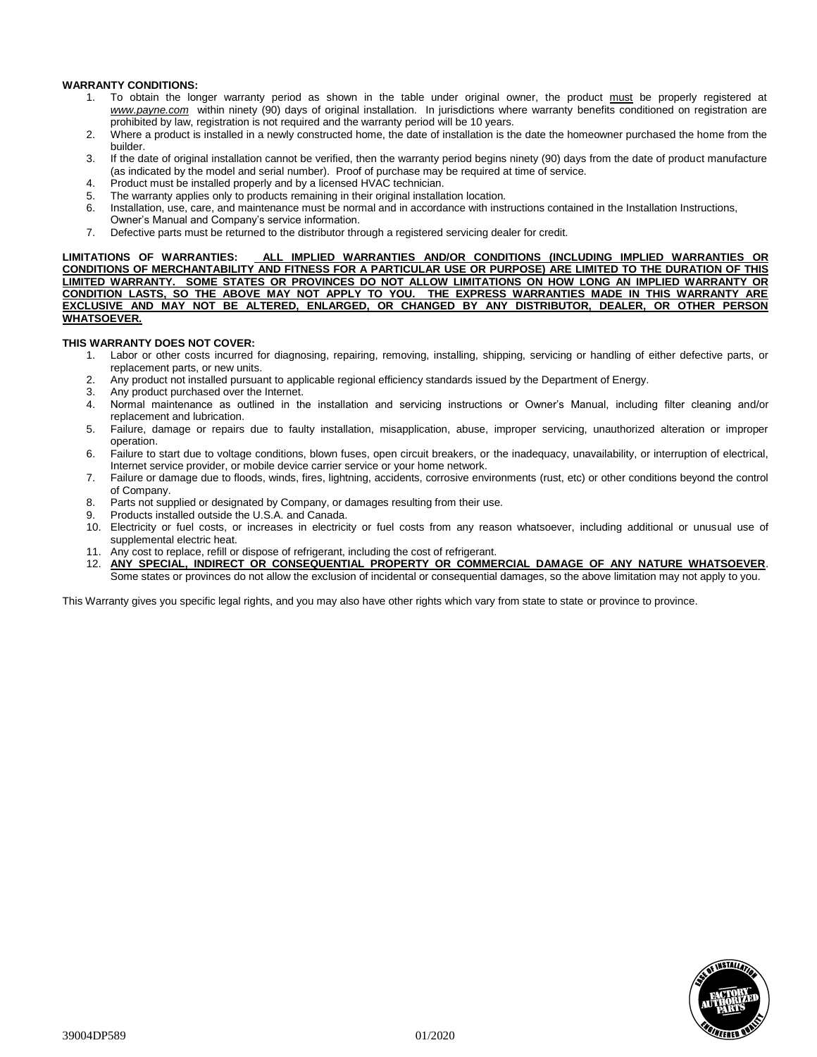**WARRANTY CONDITIONS:**

1. To obtain the longer warranty period as shown in the table under original owner, the product must be properly registered at *www.payne.com* within ninety (90) days of original installation. In jurisdictions where warranty benefits conditioned on registration are prohibited by law, registration is not required and the warranty period will be 10 years.
2. Where a product is installed in a newly constructed home, the date of installation is the date the homeowner purchased the home from the builder.
3. If the date of original installation cannot be verified, then the warranty period begins ninety (90) days from the date of product manufacture (as indicated by the model and serial number). Proof of purchase may be required at time of service.
4. Product must be installed properly and by a licensed HVAC technician.
5. The warranty applies only to products remaining in their original installation location.
6. Installation, use, care, and maintenance must be normal and in accordance with instructions contained in the Installation Instructions, Owner's Manual and Company's service information.
7. Defective parts must be returned to the distributor through a registered servicing dealer for credit.

**LIMITATIONS OF WARRANTIES: ALL IMPLIED WARRANTIES AND/OR CONDITIONS (INCLUDING IMPLIED WARRANTIES OR CONDITIONS OF MERCHANTABILITY AND FITNESS FOR A PARTICULAR USE OR PURPOSE) ARE LIMITED TO THE DURATION OF THIS LIMITED WARRANTY. SOME STATES OR PROVINCES DO NOT ALLOW LIMITATIONS ON HOW LONG AN IMPLIED WARRANTY OR CONDITION LASTS, SO THE ABOVE MAY NOT APPLY TO YOU. THE EXPRESS WARRANTIES MADE IN THIS WARRANTY ARE EXCLUSIVE AND MAY NOT BE ALTERED, ENLARGED, OR CHANGED BY ANY DISTRIBUTOR, DEALER, OR OTHER PERSON WHATSOEVER.**

**THIS WARRANTY DOES NOT COVER:**

1. Labor or other costs incurred for diagnosing, repairing, removing, installing, shipping, servicing or handling of either defective parts, or replacement parts, or new units.
2. Any product not installed pursuant to applicable regional efficiency standards issued by the Department of Energy.
3. Any product purchased over the Internet.
4. Normal maintenance as outlined in the installation and servicing instructions or Owner's Manual, including filter cleaning and/or replacement and lubrication.
5. Failure, damage or repairs due to faulty installation, misapplication, abuse, improper servicing, unauthorized alteration or improper operation.
6. Failure to start due to voltage conditions, blown fuses, open circuit breakers, or the inadequacy, unavailability, or interruption of electrical, Internet service provider, or mobile device carrier service or your home network.
7. Failure or damage due to floods, winds, fires, lightning, accidents, corrosive environments (rust, etc) or other conditions beyond the control of Company.
8. Parts not supplied or designated by Company, or damages resulting from their use.
9. Products installed outside the U.S.A. and Canada.
10. Electricity or fuel costs, or increases in electricity or fuel costs from any reason whatsoever, including additional or unusual use of supplemental electric heat.
11. Any cost to replace, refill or dispose of refrigerant, including the cost of refrigerant.
12. **ANY SPECIAL, INDIRECT OR CONSEQUENTIAL PROPERTY OR COMMERCIAL DAMAGE OF ANY NATURE WHATSOEVER**. Some states or provinces do not allow the exclusion of incidental or consequential damages, so the above limitation may not apply to you.

This Warranty gives you specific legal rights, and you may also have other rights which vary from state to state or province to province.

39004DP589 01/2020